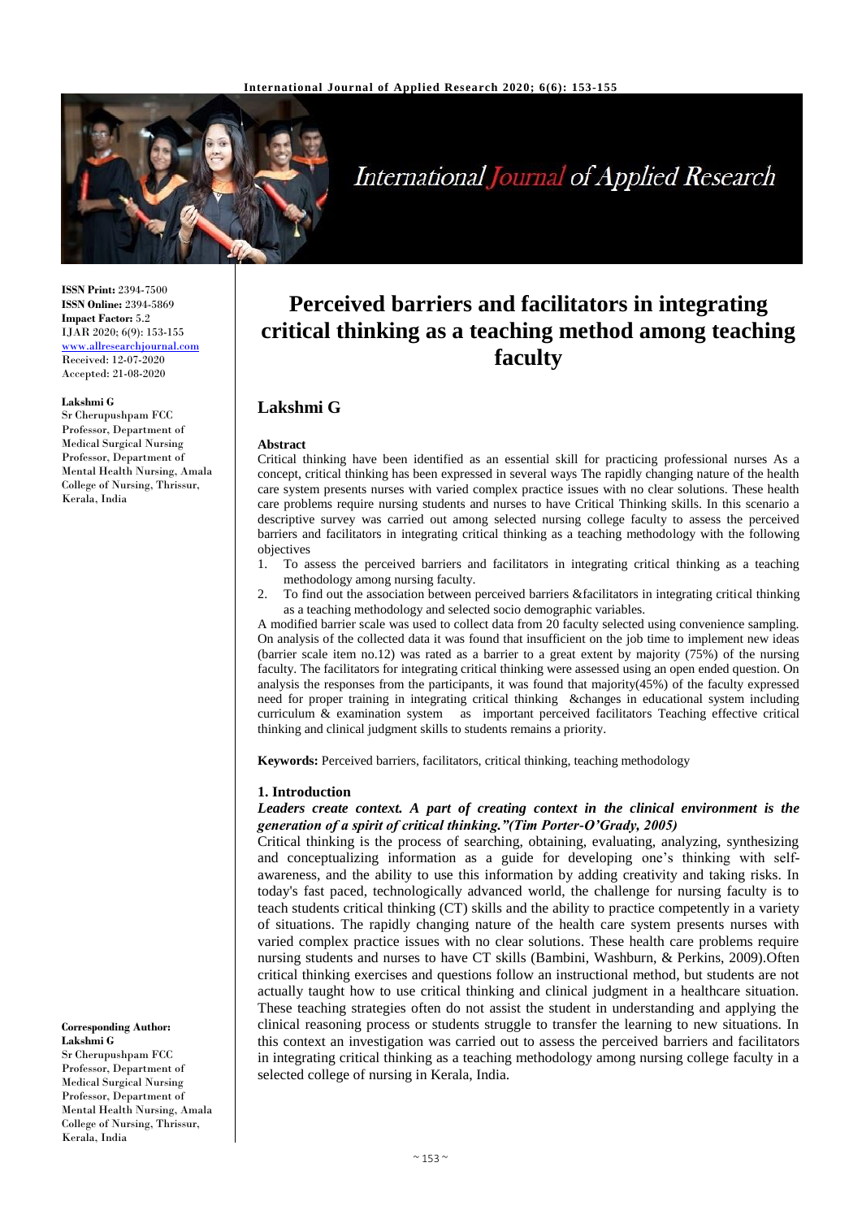# Perceived barriers and facilitators in integrating critical thinking as a teaching method among teaching faculty

## Lakshmi G

**ISSN Print:** 2394-7500
**ISSN Online:** 2394-5869
**Impact Factor:** 5.2
IJAR 2020; 6(9): 153-155
www.allresearchjournal.com
Received: 12-07-2020
Accepted: 21-08-2020

**Lakshmi G**
Sr Cherupushpam FCC
Professor, Department of Medical Surgical Nursing
Professor, Department of Mental Health Nursing, Amala College of Nursing, Thrissur, Kerala, India

**Corresponding Author:**
**Lakshmi G**
Sr Cherupushpam FCC
Professor, Department of Medical Surgical Nursing
Professor, Department of Mental Health Nursing, Amala College of Nursing, Thrissur, Kerala, India

**Abstract**

Critical thinking have been identified as an essential skill for practicing professional nurses As a concept, critical thinking has been expressed in several ways The rapidly changing nature of the health care system presents nurses with varied complex practice issues with no clear solutions. These health care problems require nursing students and nurses to have Critical Thinking skills. In this scenario a descriptive survey was carried out among selected nursing college faculty to assess the perceived barriers and facilitators in integrating critical thinking as a teaching methodology with the following objectives

1. To assess the perceived barriers and facilitators in integrating critical thinking as a teaching methodology among nursing faculty.
2. To find out the association between perceived barriers &facilitators in integrating critical thinking as a teaching methodology and selected socio demographic variables.

A modified barrier scale was used to collect data from 20 faculty selected using convenience sampling. On analysis of the collected data it was found that insufficient on the job time to implement new ideas (barrier scale item no.12) was rated as a barrier to a great extent by majority (75%) of the nursing faculty. The facilitators for integrating critical thinking were assessed using an open ended question. On analysis the responses from the participants, it was found that majority(45%) of the faculty expressed need for proper training in integrating critical thinking &changes in educational system including curriculum & examination system as important perceived facilitators Teaching effective critical thinking and clinical judgment skills to students remains a priority.

**Keywords:** Perceived barriers, facilitators, critical thinking, teaching methodology

### 1. Introduction

***Leaders create context. A part of creating context in the clinical environment is the generation of a spirit of critical thinking."(Tim Porter-O'Grady, 2005)***

Critical thinking is the process of searching, obtaining, evaluating, analyzing, synthesizing and conceptualizing information as a guide for developing one's thinking with self-awareness, and the ability to use this information by adding creativity and taking risks. In today's fast paced, technologically advanced world, the challenge for nursing faculty is to teach students critical thinking (CT) skills and the ability to practice competently in a variety of situations. The rapidly changing nature of the health care system presents nurses with varied complex practice issues with no clear solutions. These health care problems require nursing students and nurses to have CT skills (Bambini, Washburn, & Perkins, 2009).Often critical thinking exercises and questions follow an instructional method, but students are not actually taught how to use critical thinking and clinical judgment in a healthcare situation. These teaching strategies often do not assist the student in understanding and applying the clinical reasoning process or students struggle to transfer the learning to new situations. In this context an investigation was carried out to assess the perceived barriers and facilitators in integrating critical thinking as a teaching methodology among nursing college faculty in a selected college of nursing in Kerala, India.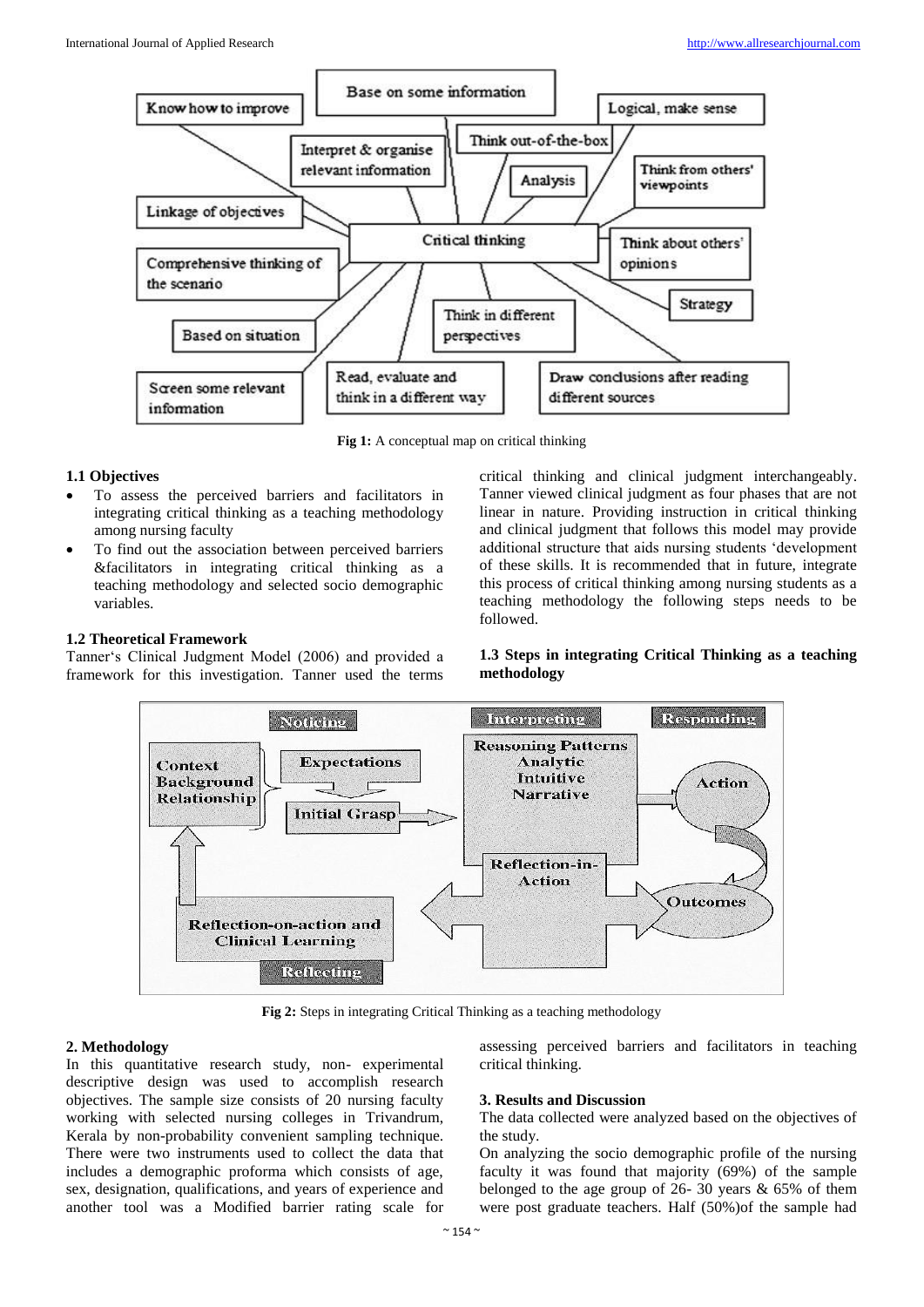Fig 1: A conceptual map on critical thinking

### 1.1 Objectives

- To assess the perceived barriers and facilitators in integrating critical thinking as a teaching methodology among nursing faculty
- To find out the association between perceived barriers &facilitators in integrating critical thinking as a teaching methodology and selected socio demographic variables.

### 1.2 Theoretical Framework

Tanner's Clinical Judgment Model (2006) and provided a framework for this investigation. Tanner used the terms critical thinking and clinical judgment interchangeably. Tanner viewed clinical judgment as four phases that are not linear in nature. Providing instruction in critical thinking and clinical judgment that follows this model may provide additional structure that aids nursing students 'development of these skills. It is recommended that in future, integrate this process of critical thinking among nursing students as a teaching methodology the following steps needs to be followed.

### 1.3 Steps in integrating Critical Thinking as a teaching methodology

Fig 2: Steps in integrating Critical Thinking as a teaching methodology

## 2. Methodology

In this quantitative research study, non- experimental descriptive design was used to accomplish research objectives. The sample size consists of 20 nursing faculty working with selected nursing colleges in Trivandrum, Kerala by non-probability convenient sampling technique. There were two instruments used to collect the data that includes a demographic proforma which consists of age, sex, designation, qualifications, and years of experience and another tool was a Modified barrier rating scale for assessing perceived barriers and facilitators in teaching critical thinking.

## 3. Results and Discussion

The data collected were analyzed based on the objectives of the study.

On analyzing the socio demographic profile of the nursing faculty it was found that majority (69%) of the sample belonged to the age group of 26- 30 years & 65% of them were post graduate teachers. Half (50%)of the sample had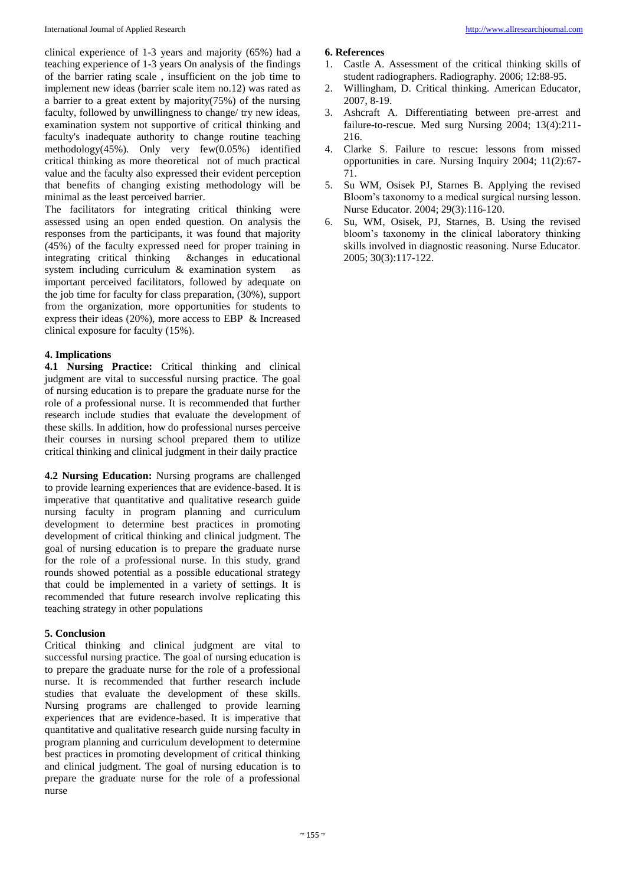clinical experience of 1-3 years and majority (65%) had a teaching experience of 1-3 years On analysis of the findings of the barrier rating scale , insufficient on the job time to implement new ideas (barrier scale item no.12) was rated as a barrier to a great extent by majority(75%) of the nursing faculty, followed by unwillingness to change/ try new ideas, examination system not supportive of critical thinking and faculty's inadequate authority to change routine teaching methodology(45%). Only very few(0.05%) identified critical thinking as more theoretical not of much practical value and the faculty also expressed their evident perception that benefits of changing existing methodology will be minimal as the least perceived barrier.

The facilitators for integrating critical thinking were assessed using an open ended question. On analysis the responses from the participants, it was found that majority (45%) of the faculty expressed need for proper training in integrating critical thinking &changes in educational system including curriculum & examination system as important perceived facilitators, followed by adequate on the job time for faculty for class preparation, (30%), support from the organization, more opportunities for students to express their ideas (20%), more access to EBP & Increased clinical exposure for faculty (15%).

## 4. Implications

**4.1 Nursing Practice:** Critical thinking and clinical judgment are vital to successful nursing practice. The goal of nursing education is to prepare the graduate nurse for the role of a professional nurse. It is recommended that further research include studies that evaluate the development of these skills. In addition, how do professional nurses perceive their courses in nursing school prepared them to utilize critical thinking and clinical judgment in their daily practice

**4.2 Nursing Education:** Nursing programs are challenged to provide learning experiences that are evidence-based. It is imperative that quantitative and qualitative research guide nursing faculty in program planning and curriculum development to determine best practices in promoting development of critical thinking and clinical judgment. The goal of nursing education is to prepare the graduate nurse for the role of a professional nurse. In this study, grand rounds showed potential as a possible educational strategy that could be implemented in a variety of settings. It is recommended that future research involve replicating this teaching strategy in other populations

## 5. Conclusion

Critical thinking and clinical judgment are vital to successful nursing practice. The goal of nursing education is to prepare the graduate nurse for the role of a professional nurse. It is recommended that further research include studies that evaluate the development of these skills. Nursing programs are challenged to provide learning experiences that are evidence-based. It is imperative that quantitative and qualitative research guide nursing faculty in program planning and curriculum development to determine best practices in promoting development of critical thinking and clinical judgment. The goal of nursing education is to prepare the graduate nurse for the role of a professional nurse

## 6. References

1. Castle A. Assessment of the critical thinking skills of student radiographers. Radiography. 2006; 12:88-95.
2. Willingham, D. Critical thinking. American Educator, 2007, 8-19.
3. Ashcraft A. Differentiating between pre-arrest and failure-to-rescue. Med surg Nursing 2004; 13(4):211-216.
4. Clarke S. Failure to rescue: lessons from missed opportunities in care. Nursing Inquiry 2004; 11(2):67-71.
5. Su WM, Osisek PJ, Starnes B. Applying the revised Bloom's taxonomy to a medical surgical nursing lesson. Nurse Educator. 2004; 29(3):116-120.
6. Su, WM, Osisek, PJ, Starnes, B. Using the revised bloom's taxonomy in the clinical laboratory thinking skills involved in diagnostic reasoning. Nurse Educator. 2005; 30(3):117-122.